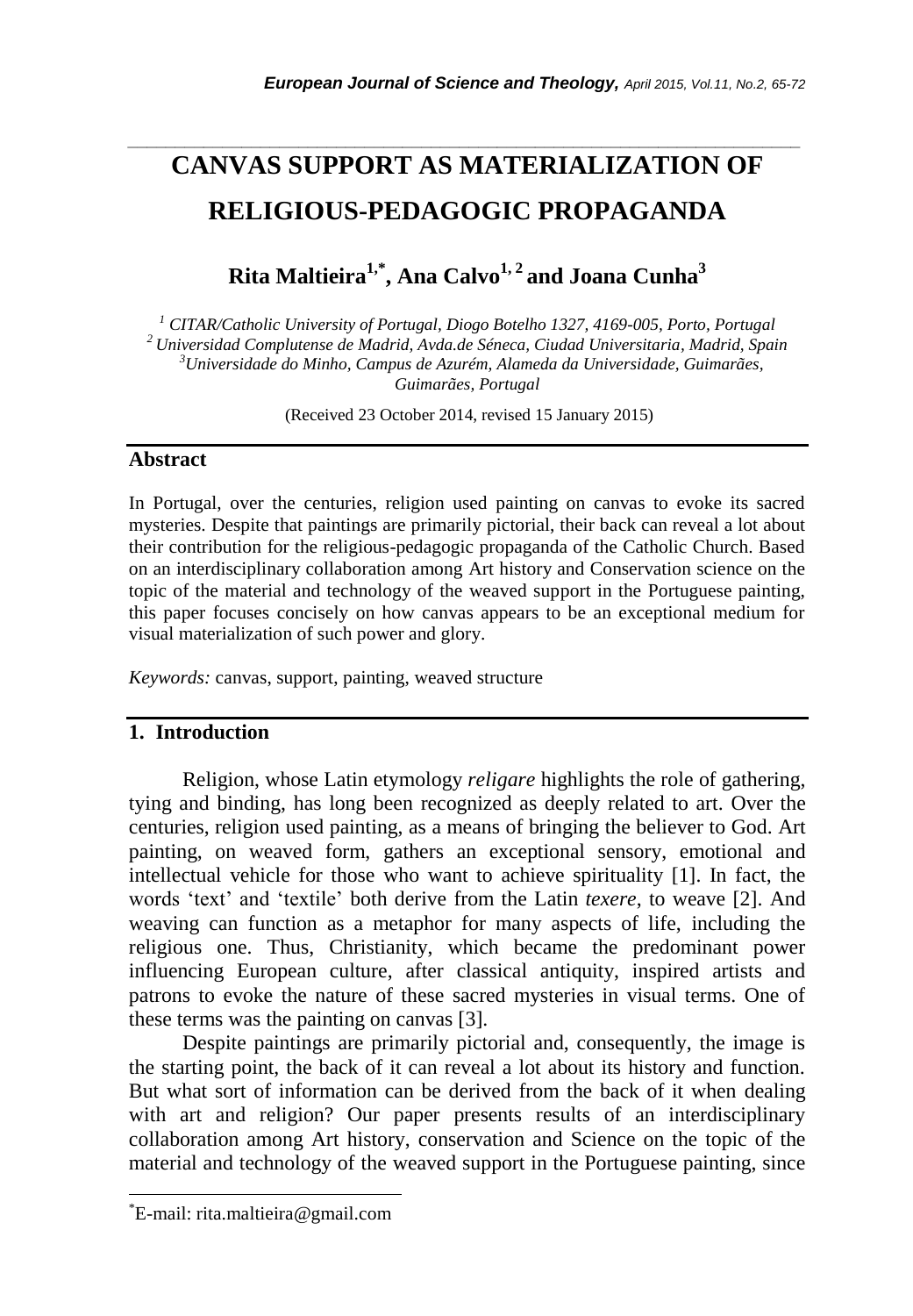# CANVAS SUPPORT AS MATERIALIZATION OF RELIGIOUS-PEDAGOGIC PROPAGANDA

**Rita Maltieira[1,*], Ana Calvo[1, 2] and Joana Cunha[3]**

*[1] CITAR/Catholic University of Portugal, Diogo Botelho 1327, 4169-005, Porto, Portugal*
*[2] Universidad Complutense de Madrid, Avda.de Séneca, Ciudad Universitaria, Madrid, Spain*
*[3] Universidade do Minho, Campus de Azurém, Alameda da Universidade, Guimarães, Guimarães, Portugal*

(Received 23 October 2014, revised 15 January 2015)

## Abstract

In Portugal, over the centuries, religion used painting on canvas to evoke its sacred mysteries. Despite that paintings are primarily pictorial, their back can reveal a lot about their contribution for the religious-pedagogic propaganda of the Catholic Church. Based on an interdisciplinary collaboration among Art history and Conservation science on the topic of the material and technology of the weaved support in the Portuguese painting, this paper focuses concisely on how canvas appears to be an exceptional medium for visual materialization of such power and glory.

*Keywords:* canvas, support, painting, weaved structure

## 1. Introduction

Religion, whose Latin etymology *religare* highlights the role of gathering, tying and binding, has long been recognized as deeply related to art. Over the centuries, religion used painting, as a means of bringing the believer to God. Art painting, on weaved form, gathers an exceptional sensory, emotional and intellectual vehicle for those who want to achieve spirituality [1]. In fact, the words 'text' and 'textile' both derive from the Latin *texere*, to weave [2]. And weaving can function as a metaphor for many aspects of life, including the religious one. Thus, Christianity, which became the predominant power influencing European culture, after classical antiquity, inspired artists and patrons to evoke the nature of these sacred mysteries in visual terms. One of these terms was the painting on canvas [3].

Despite paintings are primarily pictorial and, consequently, the image is the starting point, the back of it can reveal a lot about its history and function. But what sort of information can be derived from the back of it when dealing with art and religion? Our paper presents results of an interdisciplinary collaboration among Art history, conservation and Science on the topic of the material and technology of the weaved support in the Portuguese painting, since

*E-mail: rita.maltieira@gmail.com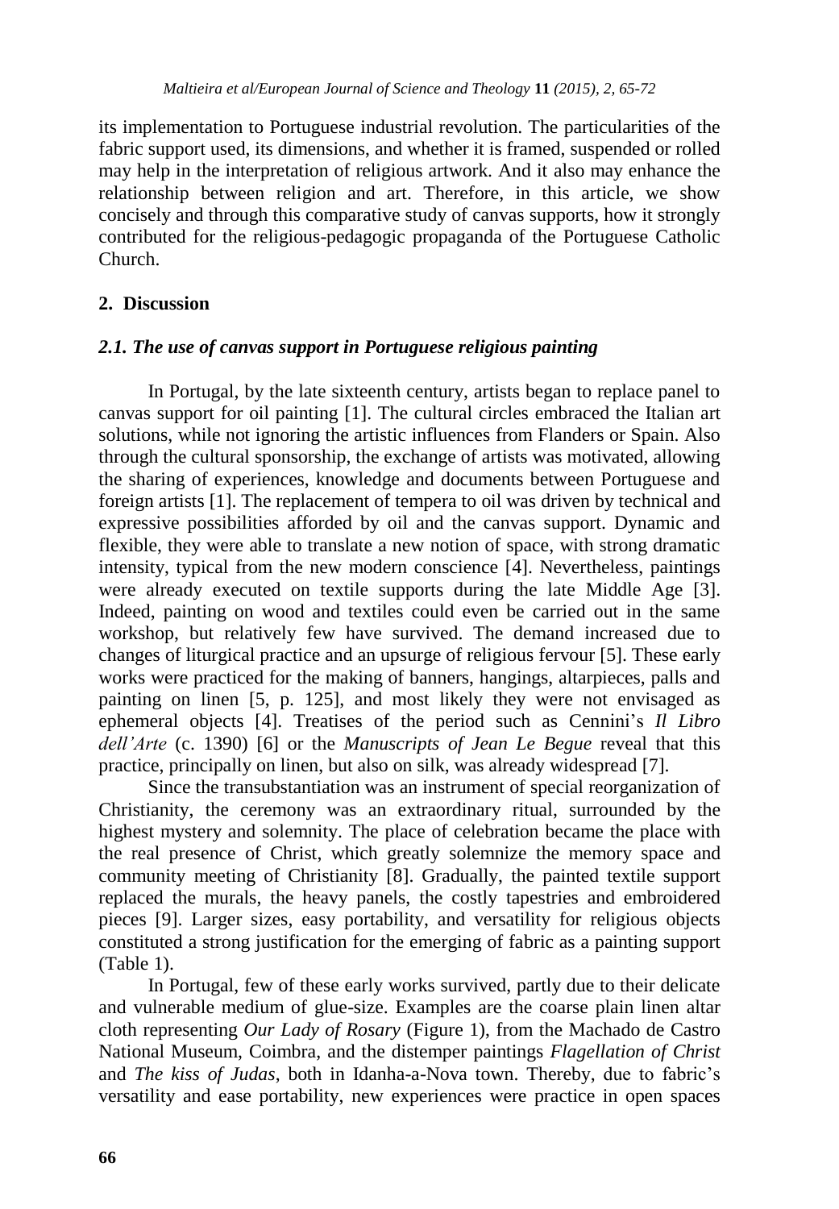its implementation to Portuguese industrial revolution. The particularities of the fabric support used, its dimensions, and whether it is framed, suspended or rolled may help in the interpretation of religious artwork. And it also may enhance the relationship between religion and art. Therefore, in this article, we show concisely and through this comparative study of canvas supports, how it strongly contributed for the religious-pedagogic propaganda of the Portuguese Catholic Church.

## 2. Discussion

### *2.1. The use of canvas support in Portuguese religious painting*

In Portugal, by the late sixteenth century, artists began to replace panel to canvas support for oil painting [1]. The cultural circles embraced the Italian art solutions, while not ignoring the artistic influences from Flanders or Spain. Also through the cultural sponsorship, the exchange of artists was motivated, allowing the sharing of experiences, knowledge and documents between Portuguese and foreign artists [1]. The replacement of tempera to oil was driven by technical and expressive possibilities afforded by oil and the canvas support. Dynamic and flexible, they were able to translate a new notion of space, with strong dramatic intensity, typical from the new modern conscience [4]. Nevertheless, paintings were already executed on textile supports during the late Middle Age [3]. Indeed, painting on wood and textiles could even be carried out in the same workshop, but relatively few have survived. The demand increased due to changes of liturgical practice and an upsurge of religious fervour [5]. These early works were practiced for the making of banners, hangings, altarpieces, palls and painting on linen [5, p. 125], and most likely they were not envisaged as ephemeral objects [4]. Treatises of the period such as Cennini's *Il Libro dell'Arte* (c. 1390) [6] or the *Manuscripts of Jean Le Begue* reveal that this practice, principally on linen, but also on silk, was already widespread [7].

Since the transubstantiation was an instrument of special reorganization of Christianity, the ceremony was an extraordinary ritual, surrounded by the highest mystery and solemnity. The place of celebration became the place with the real presence of Christ, which greatly solemnize the memory space and community meeting of Christianity [8]. Gradually, the painted textile support replaced the murals, the heavy panels, the costly tapestries and embroidered pieces [9]. Larger sizes, easy portability, and versatility for religious objects constituted a strong justification for the emerging of fabric as a painting support (Table 1).

In Portugal, few of these early works survived, partly due to their delicate and vulnerable medium of glue-size. Examples are the coarse plain linen altar cloth representing *Our Lady of Rosary* (Figure 1), from the Machado de Castro National Museum, Coimbra, and the distemper paintings *Flagellation of Christ* and *The kiss of Judas*, both in Idanha-a-Nova town. Thereby, due to fabric's versatility and ease portability, new experiences were practice in open spaces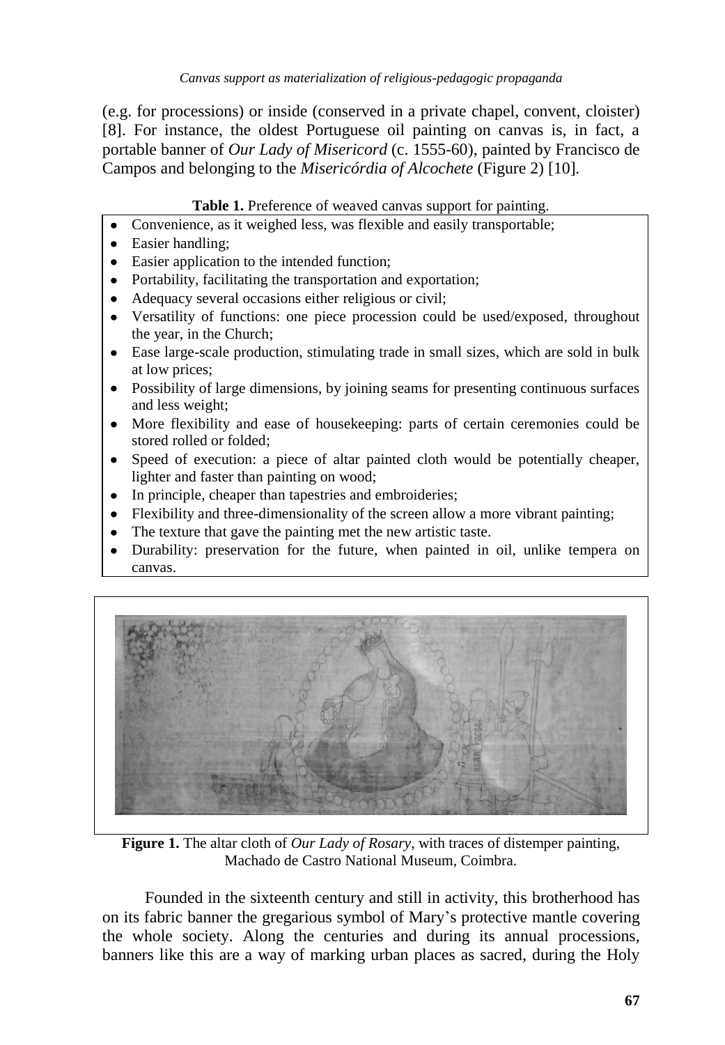(e.g. for processions) or inside (conserved in a private chapel, convent, cloister) [8]. For instance, the oldest Portuguese oil painting on canvas is, in fact, a portable banner of *Our Lady of Misericord* (c. 1555-60), painted by Francisco de Campos and belonging to the *Misericórdia of Alcochete* (Figure 2) [10].

**Table 1.** Preference of weaved canvas support for painting.

- Convenience, as it weighed less, was flexible and easily transportable;
- Easier handling;
- Easier application to the intended function;
- Portability, facilitating the transportation and exportation;
- Adequacy several occasions either religious or civil;
- Versatility of functions: one piece procession could be used/exposed, throughout the year, in the Church;
- Ease large-scale production, stimulating trade in small sizes, which are sold in bulk at low prices;
- Possibility of large dimensions, by joining seams for presenting continuous surfaces and less weight;
- More flexibility and ease of housekeeping: parts of certain ceremonies could be stored rolled or folded;
- Speed of execution: a piece of altar painted cloth would be potentially cheaper, lighter and faster than painting on wood;
- In principle, cheaper than tapestries and embroideries;
- Flexibility and three-dimensionality of the screen allow a more vibrant painting;
- The texture that gave the painting met the new artistic taste.
- Durability: preservation for the future, when painted in oil, unlike tempera on canvas.

**Figure 1.** The altar cloth of *Our Lady of Rosary*, with traces of distemper painting, Machado de Castro National Museum, Coimbra.

Founded in the sixteenth century and still in activity, this brotherhood has on its fabric banner the gregarious symbol of Mary's protective mantle covering the whole society. Along the centuries and during its annual processions, banners like this are a way of marking urban places as sacred, during the Holy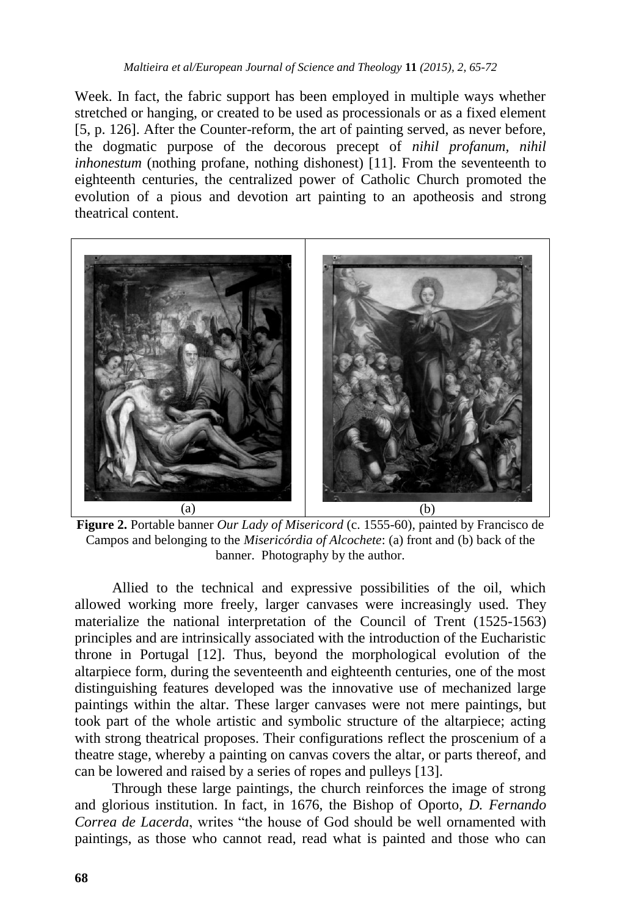Week. In fact, the fabric support has been employed in multiple ways whether stretched or hanging, or created to be used as processionals or as a fixed element [5, p. 126]. After the Counter-reform, the art of painting served, as never before, the dogmatic purpose of the decorous precept of *nihil profanum*, *nihil inhonestum* (nothing profane, nothing dishonest) [11]. From the seventeenth to eighteenth centuries, the centralized power of Catholic Church promoted the evolution of a pious and devotion art painting to an apotheosis and strong theatrical content.

(a) (b)

**Figure 2.** Portable banner *Our Lady of Misericord* (c. 1555-60), painted by Francisco de Campos and belonging to the *Misericórdia of Alcochete*: (a) front and (b) back of the banner. Photography by the author.

Allied to the technical and expressive possibilities of the oil, which allowed working more freely, larger canvases were increasingly used. They materialize the national interpretation of the Council of Trent (1525-1563) principles and are intrinsically associated with the introduction of the Eucharistic throne in Portugal [12]. Thus, beyond the morphological evolution of the altarpiece form, during the seventeenth and eighteenth centuries, one of the most distinguishing features developed was the innovative use of mechanized large paintings within the altar. These larger canvases were not mere paintings, but took part of the whole artistic and symbolic structure of the altarpiece; acting with strong theatrical proposes. Their configurations reflect the proscenium of a theatre stage, whereby a painting on canvas covers the altar, or parts thereof, and can be lowered and raised by a series of ropes and pulleys [13].

Through these large paintings, the church reinforces the image of strong and glorious institution. In fact, in 1676, the Bishop of Oporto, *D. Fernando Correa de Lacerda*, writes "the house of God should be well ornamented with paintings, as those who cannot read, read what is painted and those who can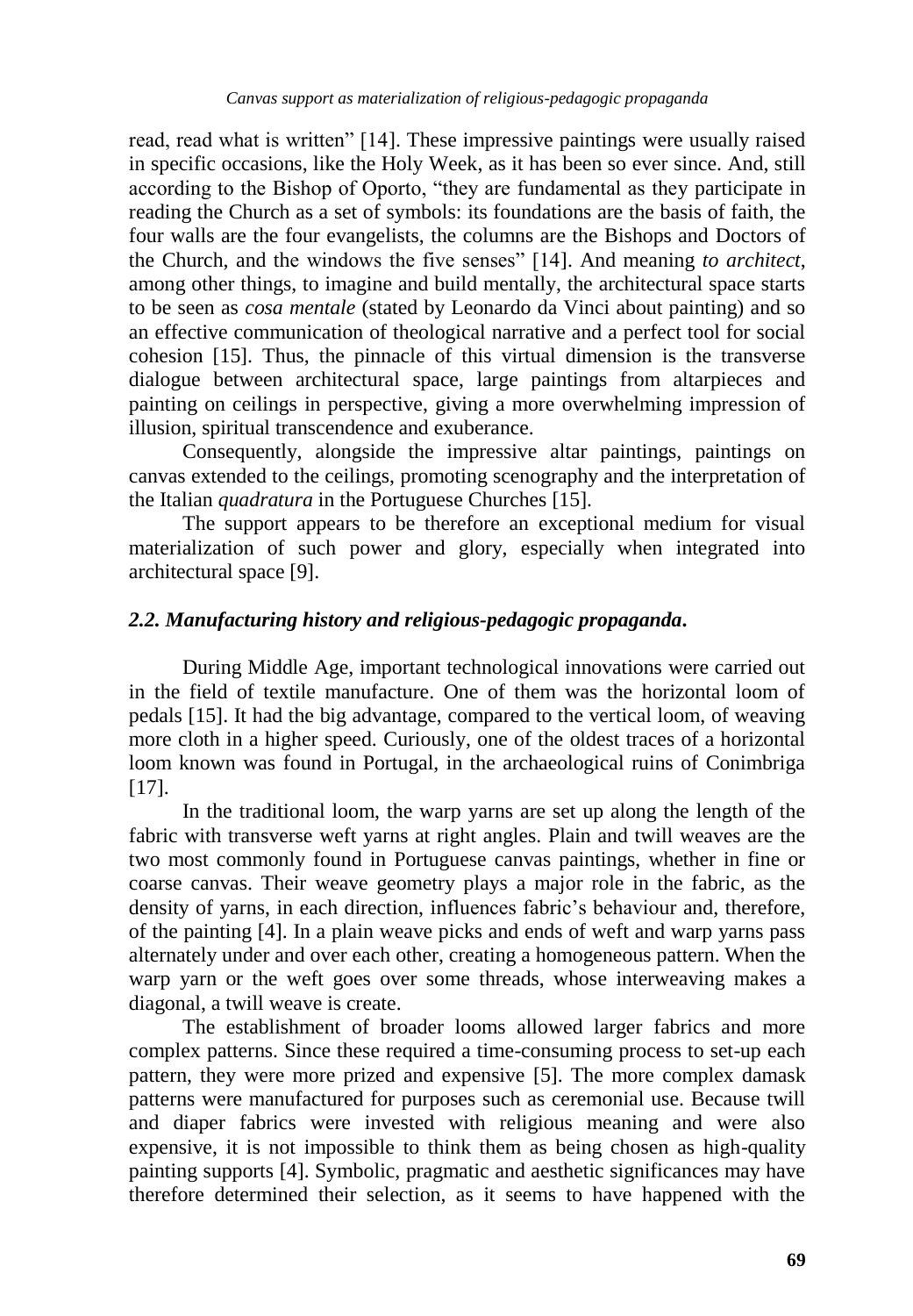read, read what is written" [14]. These impressive paintings were usually raised in specific occasions, like the Holy Week, as it has been so ever since. And, still according to the Bishop of Oporto, "they are fundamental as they participate in reading the Church as a set of symbols: its foundations are the basis of faith, the four walls are the four evangelists, the columns are the Bishops and Doctors of the Church, and the windows the five senses" [14]. And meaning *to architect*, among other things, to imagine and build mentally, the architectural space starts to be seen as *cosa mentale* (stated by Leonardo da Vinci about painting) and so an effective communication of theological narrative and a perfect tool for social cohesion [15]. Thus, the pinnacle of this virtual dimension is the transverse dialogue between architectural space, large paintings from altarpieces and painting on ceilings in perspective, giving a more overwhelming impression of illusion, spiritual transcendence and exuberance.

Consequently, alongside the impressive altar paintings, paintings on canvas extended to the ceilings, promoting scenography and the interpretation of the Italian *quadratura* in the Portuguese Churches [15].

The support appears to be therefore an exceptional medium for visual materialization of such power and glory, especially when integrated into architectural space [9].

### *2.2. Manufacturing history and religious-pedagogic propaganda.*

During Middle Age, important technological innovations were carried out in the field of textile manufacture. One of them was the horizontal loom of pedals [15]. It had the big advantage, compared to the vertical loom, of weaving more cloth in a higher speed. Curiously, one of the oldest traces of a horizontal loom known was found in Portugal, in the archaeological ruins of Conimbriga [17].

In the traditional loom, the warp yarns are set up along the length of the fabric with transverse weft yarns at right angles. Plain and twill weaves are the two most commonly found in Portuguese canvas paintings, whether in fine or coarse canvas. Their weave geometry plays a major role in the fabric, as the density of yarns, in each direction, influences fabric's behaviour and, therefore, of the painting [4]. In a plain weave picks and ends of weft and warp yarns pass alternately under and over each other, creating a homogeneous pattern. When the warp yarn or the weft goes over some threads, whose interweaving makes a diagonal, a twill weave is create.

The establishment of broader looms allowed larger fabrics and more complex patterns. Since these required a time-consuming process to set-up each pattern, they were more prized and expensive [5]. The more complex damask patterns were manufactured for purposes such as ceremonial use. Because twill and diaper fabrics were invested with religious meaning and were also expensive, it is not impossible to think them as being chosen as high-quality painting supports [4]. Symbolic, pragmatic and aesthetic significances may have therefore determined their selection, as it seems to have happened with the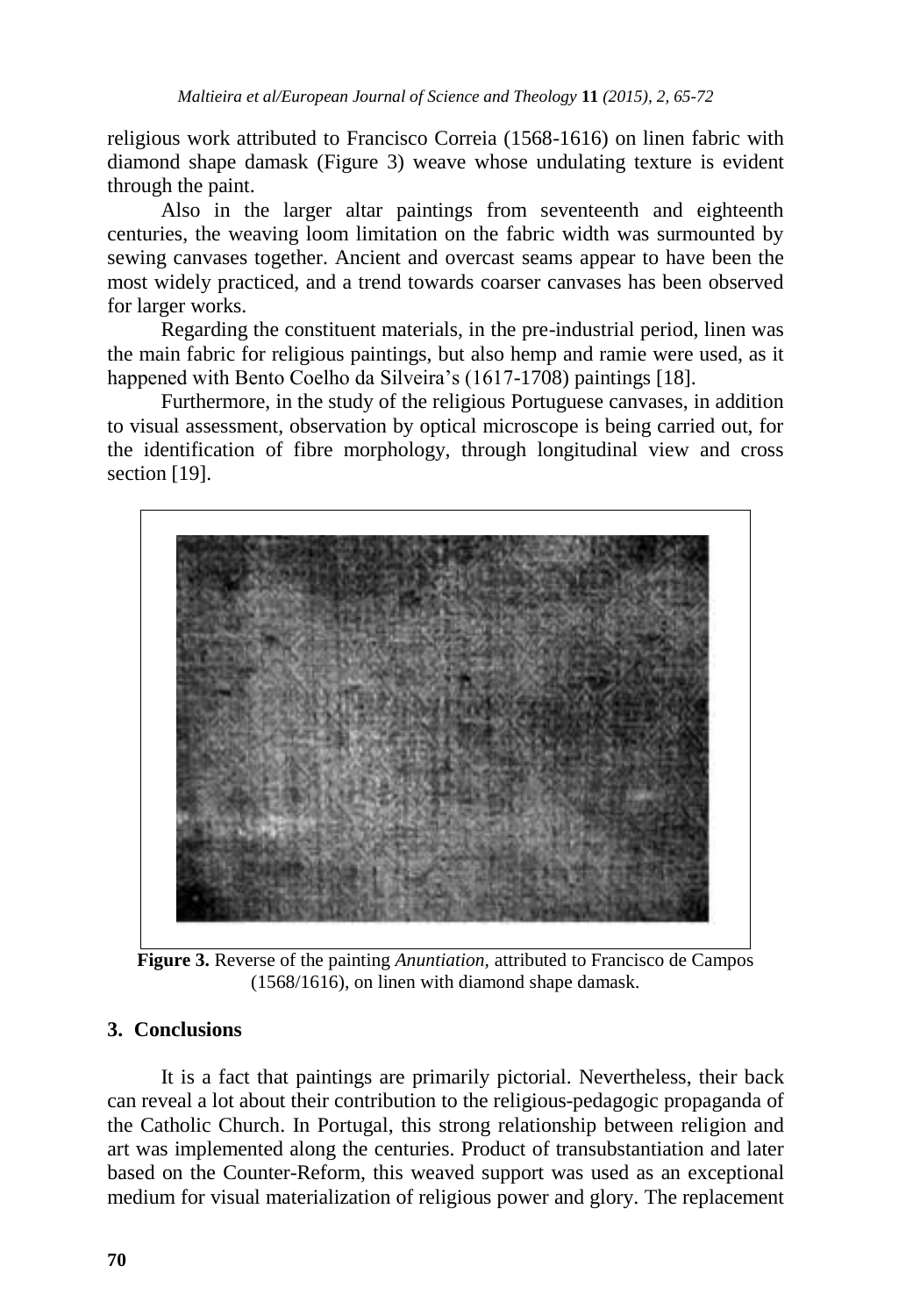religious work attributed to Francisco Correia (1568-1616) on linen fabric with diamond shape damask (Figure 3) weave whose undulating texture is evident through the paint.

Also in the larger altar paintings from seventeenth and eighteenth centuries, the weaving loom limitation on the fabric width was surmounted by sewing canvases together. Ancient and overcast seams appear to have been the most widely practiced, and a trend towards coarser canvases has been observed for larger works.

Regarding the constituent materials, in the pre-industrial period, linen was the main fabric for religious paintings, but also hemp and ramie were used, as it happened with Bento Coelho da Silveira's (1617-1708) paintings [18].

Furthermore, in the study of the religious Portuguese canvases, in addition to visual assessment, observation by optical microscope is being carried out, for the identification of fibre morphology, through longitudinal view and cross section [19].

**Figure 3.** Reverse of the painting *Anuntiation*, attributed to Francisco de Campos (1568/1616), on linen with diamond shape damask.

## 3. Conclusions

It is a fact that paintings are primarily pictorial. Nevertheless, their back can reveal a lot about their contribution to the religious-pedagogic propaganda of the Catholic Church. In Portugal, this strong relationship between religion and art was implemented along the centuries. Product of transubstantiation and later based on the Counter-Reform, this weaved support was used as an exceptional medium for visual materialization of religious power and glory. The replacement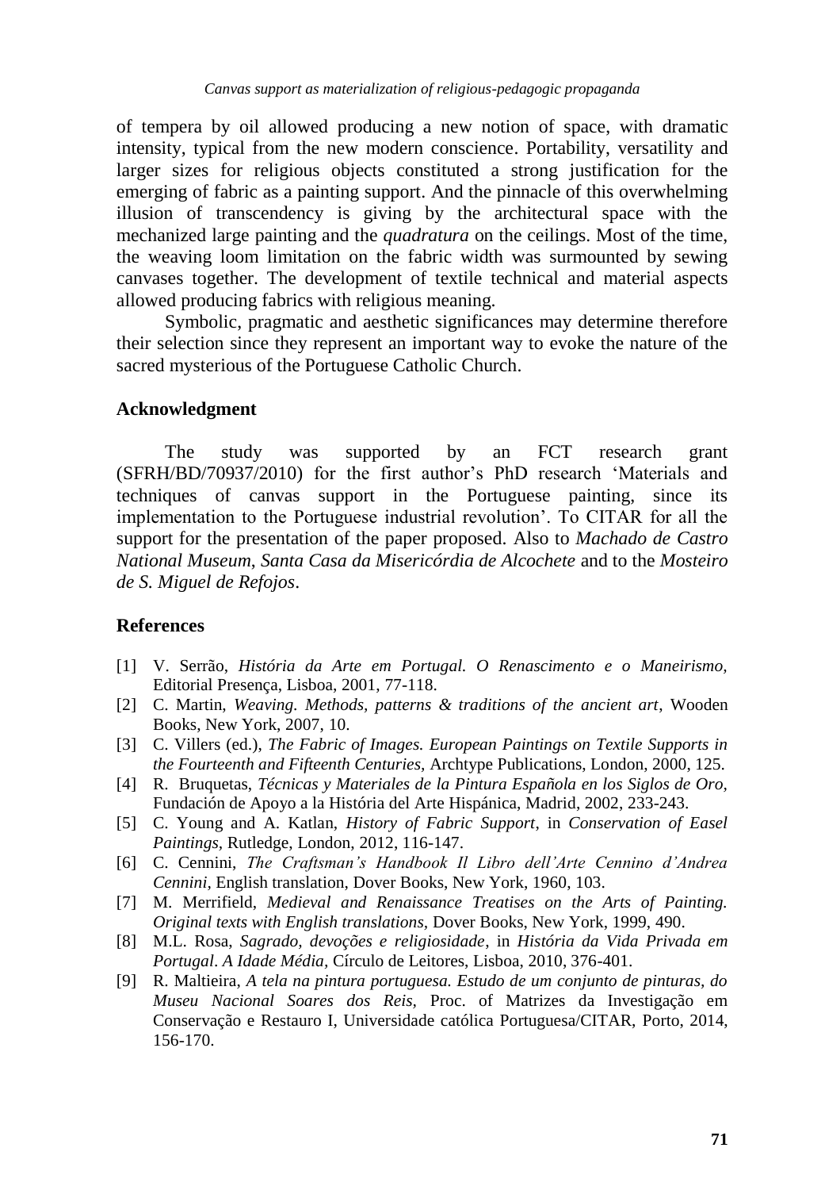of tempera by oil allowed producing a new notion of space, with dramatic intensity, typical from the new modern conscience. Portability, versatility and larger sizes for religious objects constituted a strong justification for the emerging of fabric as a painting support. And the pinnacle of this overwhelming illusion of transcendency is giving by the architectural space with the mechanized large painting and the *quadratura* on the ceilings. Most of the time, the weaving loom limitation on the fabric width was surmounted by sewing canvases together. The development of textile technical and material aspects allowed producing fabrics with religious meaning.

Symbolic, pragmatic and aesthetic significances may determine therefore their selection since they represent an important way to evoke the nature of the sacred mysterious of the Portuguese Catholic Church.

## Acknowledgment

The study was supported by an FCT research grant (SFRH/BD/70937/2010) for the first author's PhD research 'Materials and techniques of canvas support in the Portuguese painting, since its implementation to the Portuguese industrial revolution'. To CITAR for all the support for the presentation of the paper proposed. Also to *Machado de Castro National Museum*, *Santa Casa da Misericórdia de Alcochete* and to the *Mosteiro de S. Miguel de Refojos*.

## References

[1] V. Serrão, *História da Arte em Portugal. O Renascimento e o Maneirismo,* Editorial Presença, Lisboa, 2001, 77-118.

[2] C. Martin, *Weaving. Methods, patterns & traditions of the ancient art*, Wooden Books, New York, 2007, 10.

[3] C. Villers (ed.), *The Fabric of Images. European Paintings on Textile Supports in the Fourteenth and Fifteenth Centuries,* Archtype Publications, London, 2000, 125.

[4] R. Bruquetas, *Técnicas y Materiales de la Pintura Española en los Siglos de Oro,* Fundación de Apoyo a la História del Arte Hispánica, Madrid, 2002, 233-243.

[5] C. Young and A. Katlan, *History of Fabric Support*, in *Conservation of Easel Paintings,* Rutledge, London, 2012, 116-147.

[6] C. Cennini, *The Craftsman's Handbook Il Libro dell'Arte Cennino d'Andrea Cennini*, English translation, Dover Books, New York, 1960, 103.

[7] M. Merrifield, *Medieval and Renaissance Treatises on the Arts of Painting. Original texts with English translations,* Dover Books, New York, 1999, 490.

[8] M.L. Rosa, *Sagrado, devoções e religiosidade*, in *História da Vida Privada em Portugal*. *A Idade Média,* Círculo de Leitores, Lisboa, 2010, 376-401.

[9] R. Maltieira, *A tela na pintura portuguesa. Estudo de um conjunto de pinturas, do Museu Nacional Soares dos Reis,* Proc. of Matrizes da Investigação em Conservação e Restauro I, Universidade católica Portuguesa/CITAR, Porto, 2014, 156-170.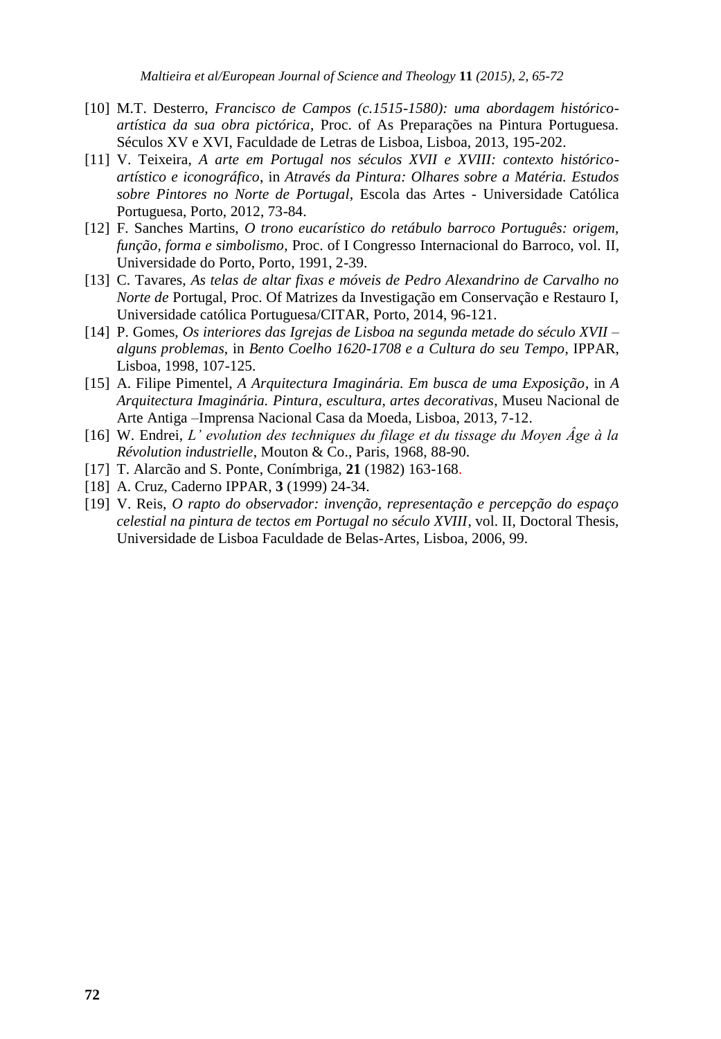[10] M.T. Desterro, *Francisco de Campos (c.1515-1580): uma abordagem histórico-artística da sua obra pictórica*, Proc. of As Preparações na Pintura Portuguesa. Séculos XV e XVI, Faculdade de Letras de Lisboa, Lisboa, 2013, 195-202.

[11] V. Teixeira, *A arte em Portugal nos séculos XVII e XVIII: contexto histórico-artístico e iconográfico*, in *Através da Pintura: Olhares sobre a Matéria. Estudos sobre Pintores no Norte de Portugal*, Escola das Artes - Universidade Católica Portuguesa, Porto, 2012, 73-84.

[12] F. Sanches Martins, *O trono eucarístico do retábulo barroco Português: origem, função, forma e simbolismo*, Proc. of I Congresso Internacional do Barroco, vol. II, Universidade do Porto, Porto, 1991, 2-39.

[13] C. Tavares, *As telas de altar fixas e móveis de Pedro Alexandrino de Carvalho no Norte de* Portugal, Proc. Of Matrizes da Investigação em Conservação e Restauro I, Universidade católica Portuguesa/CITAR, Porto, 2014, 96-121.

[14] P. Gomes, *Os interiores das Igrejas de Lisboa na segunda metade do século XVII – alguns problemas*, in *Bento Coelho 1620-1708 e a Cultura do seu Tempo*, IPPAR, Lisboa, 1998, 107-125.

[15] A. Filipe Pimentel, *A Arquitectura Imaginária. Em busca de uma Exposição*, in *A Arquitectura Imaginária. Pintura, escultura, artes decorativas*, Museu Nacional de Arte Antiga –Imprensa Nacional Casa da Moeda, Lisboa, 2013, 7-12.

[16] W. Endrei, *L' evolution des techniques du filage et du tissage du Moyen Âge à la Révolution industrielle*, Mouton & Co., Paris, 1968, 88-90.

[17] T. Alarcão and S. Ponte, Conímbriga, **21** (1982) 163-168.

[18] A. Cruz, Caderno IPPAR, **3** (1999) 24-34.

[19] V. Reis, *O rapto do observador: invenção, representação e percepção do espaço celestial na pintura de tectos em Portugal no século XVIII*, vol. II, Doctoral Thesis, Universidade de Lisboa Faculdade de Belas-Artes, Lisboa, 2006, 99.